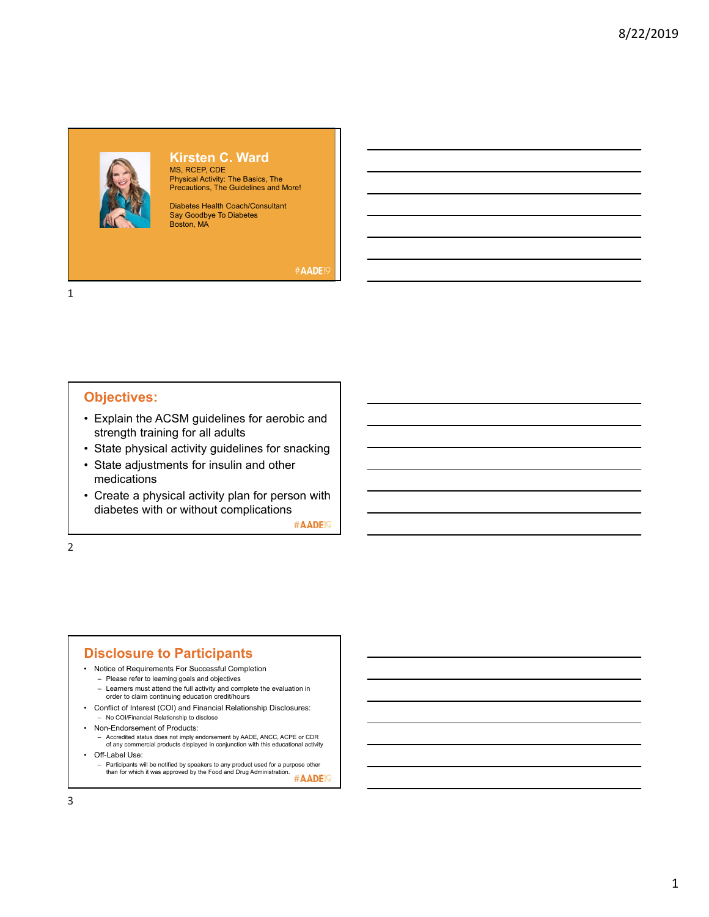## Kirsten C. Ward

MS, RCEP, CDE
Physical Activity: The Basics, The Precautions, The Guidelines and More!

Diabetes Health Coach/Consultant
Say Goodbye To Diabetes
Boston, MA

#AADE19

## Objectives:

- Explain the ACSM guidelines for aerobic and strength training for all adults
- State physical activity guidelines for snacking
- State adjustments for insulin and other medications
- Create a physical activity plan for person with diabetes with or without complications

#AADE19

## Disclosure to Participants

- Notice of Requirements For Successful Completion
  - Please refer to learning goals and objectives
  - Learners must attend the full activity and complete the evaluation in order to claim continuing education credit/hours
- Conflict of Interest (COI) and Financial Relationship Disclosures:
  - No COI/Financial Relationship to disclose
- Non-Endorsement of Products:
  - Accredited status does not imply endorsement by AADE, ANCC, ACPE or CDR of any commercial products displayed in conjunction with this educational activity
- Off-Label Use:
  - Participants will be notified by speakers to any product used for a purpose other than for which it was approved by the Food and Drug Administration.

#AADE19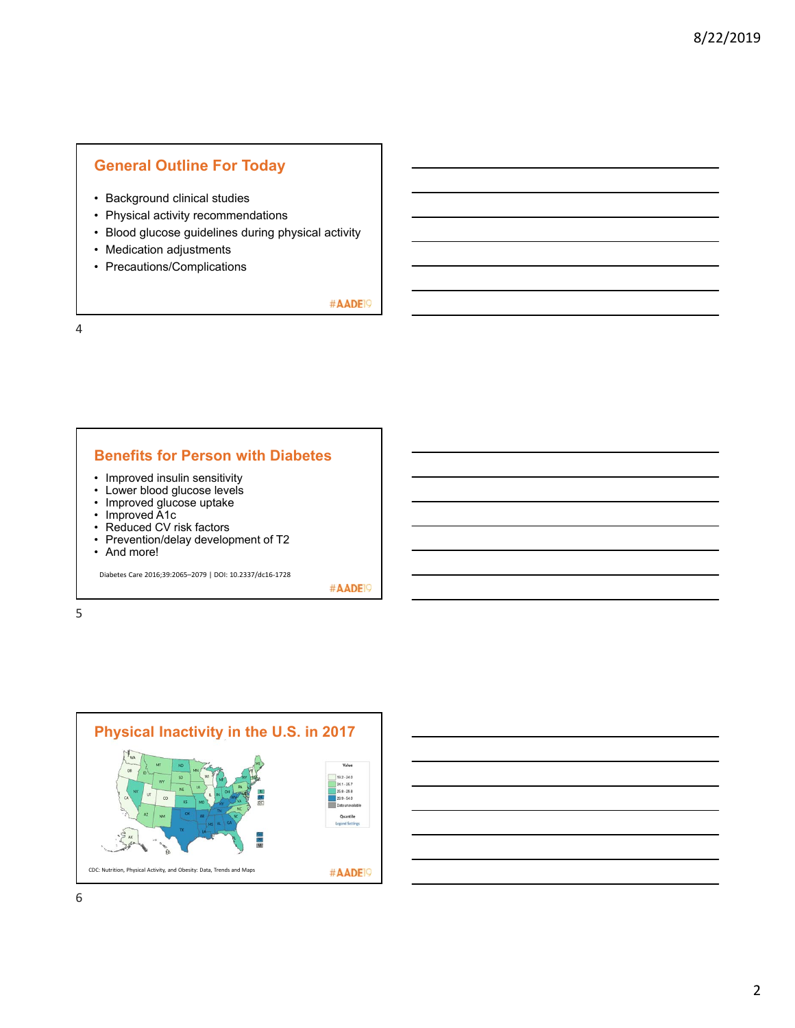## General Outline For Today

- Background clinical studies
- Physical activity recommendations
- Blood glucose guidelines during physical activity
- Medication adjustments
- Precautions/Complications

#AADE19

## Benefits for Person with Diabetes

- Improved insulin sensitivity
- Lower blood glucose levels
- Improved glucose uptake
- Improved A1c
- Reduced CV risk factors
- Prevention/delay development of T2
- And more!

Diabetes Care 2016;39:2065–2079 | DOI: 10.2337/dc16-1728

#AADE19

## Physical Inactivity in the U.S. in 2017

CDC: Nutrition, Physical Activity, and Obesity: Data, Trends and Maps

#AADE19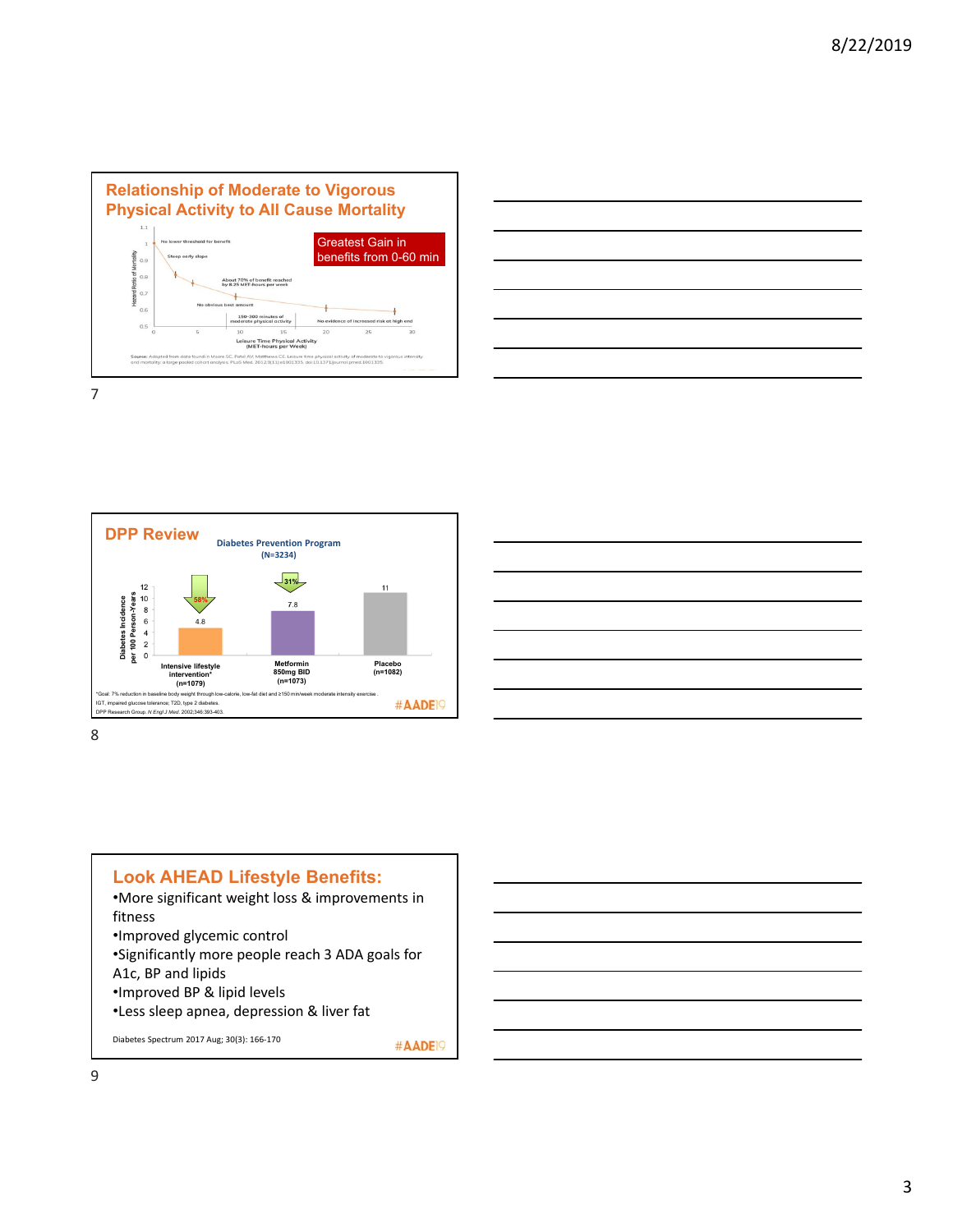## Relationship of Moderate to Vigorous Physical Activity to All Cause Mortality

Greatest Gain in benefits from 0-60 min

Hazard Ratio of Mortality

No lower threshold for benefit

Steep early slope

About 70% of benefit reached by 8.25 MET-hours per week

No obvious best amount

150-300 minutes of moderate physical activity

No evidence of increased risk at high end

Leisure Time Physical Activity (MET-hours per Week)

Source: Adapted from data found in Moore SC, Patel AV, Matthews CE. Leisure time physical activity of moderate to vigorous intensity and mortality: a large pooled cohort analysis. PLoS Med. 2012;9(11):e1001335. doi:10.1371/journal.pmed.1001335

## DPP Review

Diabetes Prevention Program (N=3234)

Diabetes Incidence per 100 Person-Years

| | Intensive lifestyle intervention* (n=1079) | Metformin 850mg BID (n=1073) | Placebo (n=1082) |
|---|---|---|---|
| Diabetes incidence per 100 person-years | 4.8 | 7.8 | 11 |
| Reduction | 58% | 31% | |

*Goal: 7% reduction in baseline body weight through low-calorie, low-fat diet and ≥150 min/week moderate intensity exercise.

IGT, impaired glucose tolerance; T2D, type 2 diabetes.

DPP Research Group. *N Engl J Med*. 2002;346:393-403.

#AADE19

## Look AHEAD Lifestyle Benefits:

- More significant weight loss & improvements in fitness
- Improved glycemic control
- Significantly more people reach 3 ADA goals for A1c, BP and lipids
- Improved BP & lipid levels
- Less sleep apnea, depression & liver fat

Diabetes Spectrum 2017 Aug; 30(3): 166-170

#AADE19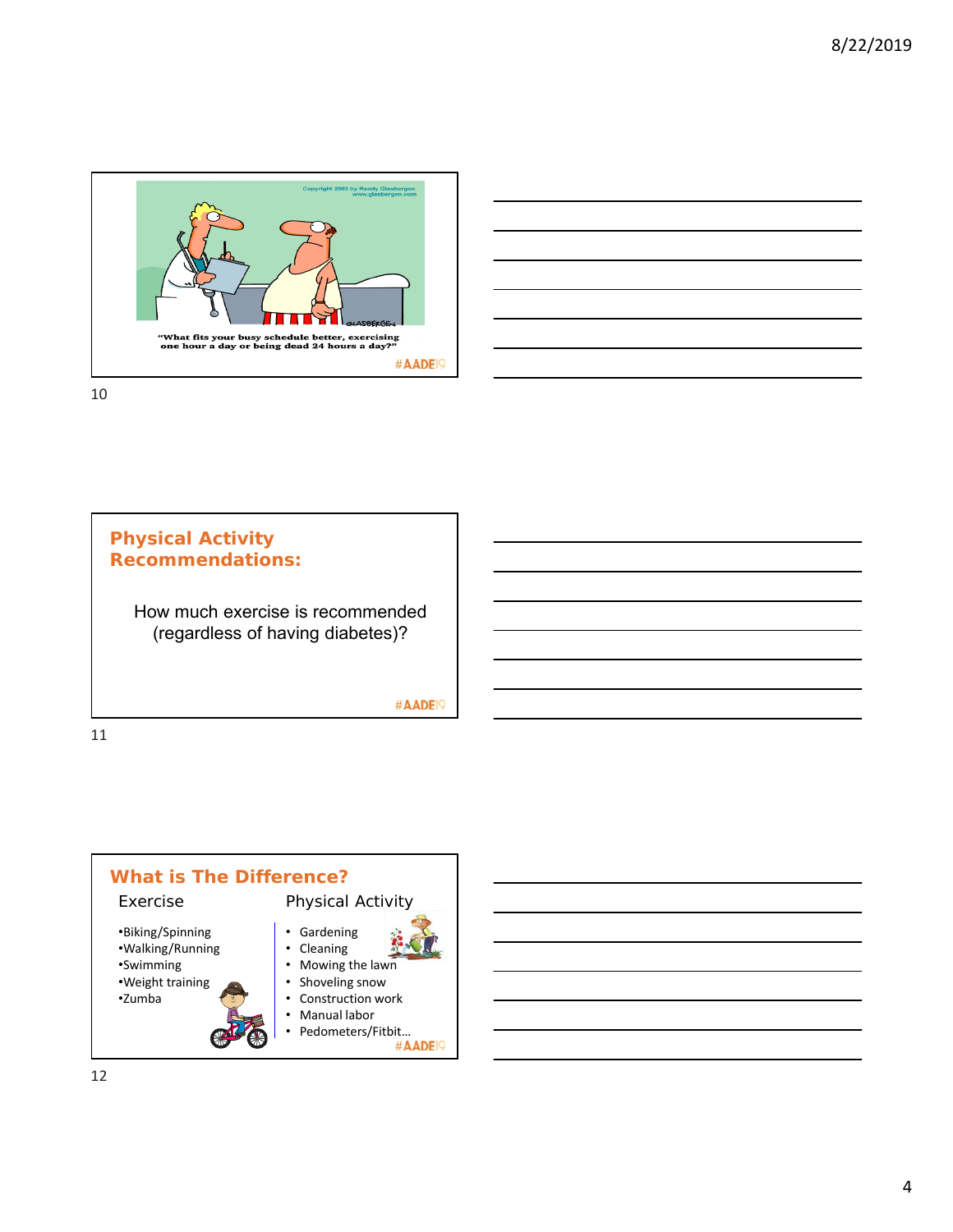"What fits your busy schedule better, exercising one hour a day or being dead 24 hours a day?"

#AADE19

## Physical Activity Recommendations:

How much exercise is recommended (regardless of having diabetes)?

#AADE19

## What is The Difference?

**Exercise**

- Biking/Spinning
- Walking/Running
- Swimming
- Weight training
- Zumba

**Physical Activity**

- Gardening
- Cleaning
- Mowing the lawn
- Shoveling snow
- Construction work
- Manual labor
- Pedometers/Fitbit…

#AADE19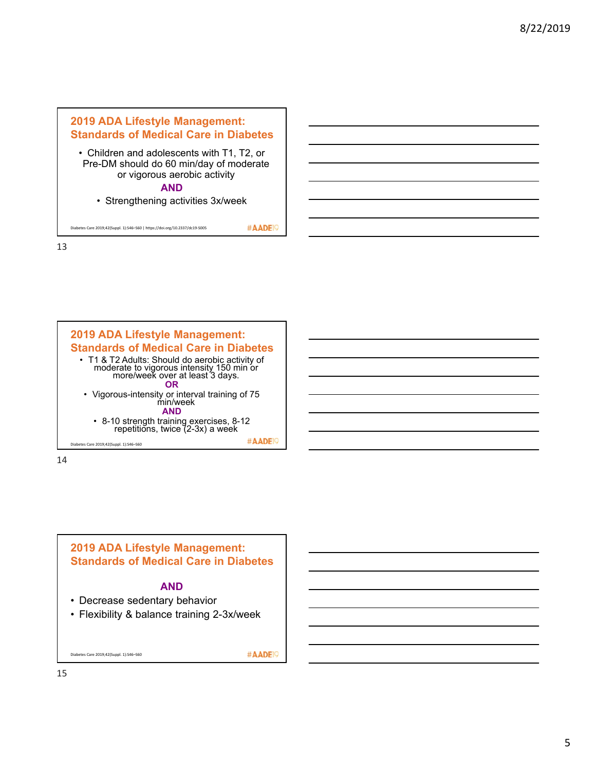## 2019 ADA Lifestyle Management: Standards of Medical Care in Diabetes

- Children and adolescents with T1, T2, or Pre-DM should do 60 min/day of moderate or vigorous aerobic activity

**AND**

- Strengthening activities 3x/week

Diabetes Care 2019;42(Suppl. 1):S46–S60 | https://doi.org/10.2337/dc19-S005

#AADE19

## 2019 ADA Lifestyle Management: Standards of Medical Care in Diabetes

- T1 & T2 Adults: Should do aerobic activity of moderate to vigorous intensity 150 min or more/week over at least 3 days.

**OR**

- Vigorous-intensity or interval training of 75 min/week

**AND**

- 8-10 strength training exercises, 8-12 repetitions, twice (2-3x) a week

Diabetes Care 2019;42(Suppl. 1):S46–S60

#AADE19

## 2019 ADA Lifestyle Management: Standards of Medical Care in Diabetes

**AND**

- Decrease sedentary behavior
- Flexibility & balance training 2-3x/week

Diabetes Care 2019;42(Suppl. 1):S46–S60

#AADE19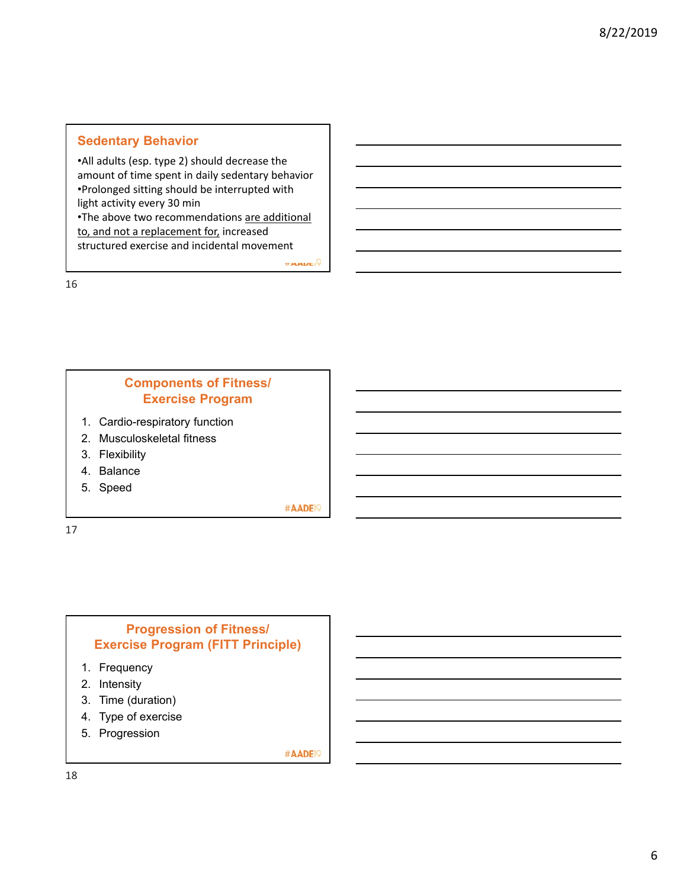## Sedentary Behavior

- All adults (esp. type 2) should decrease the amount of time spent in daily sedentary behavior
- Prolonged sitting should be interrupted with light activity every 30 min
- The above two recommendations are additional to, and not a replacement for, increased structured exercise and incidental movement

## Components of Fitness/ Exercise Program

1. Cardio-respiratory function
2. Musculoskeletal fitness
3. Flexibility
4. Balance
5. Speed

## Progression of Fitness/ Exercise Program (FITT Principle)

1. Frequency
2. Intensity
3. Time (duration)
4. Type of exercise
5. Progression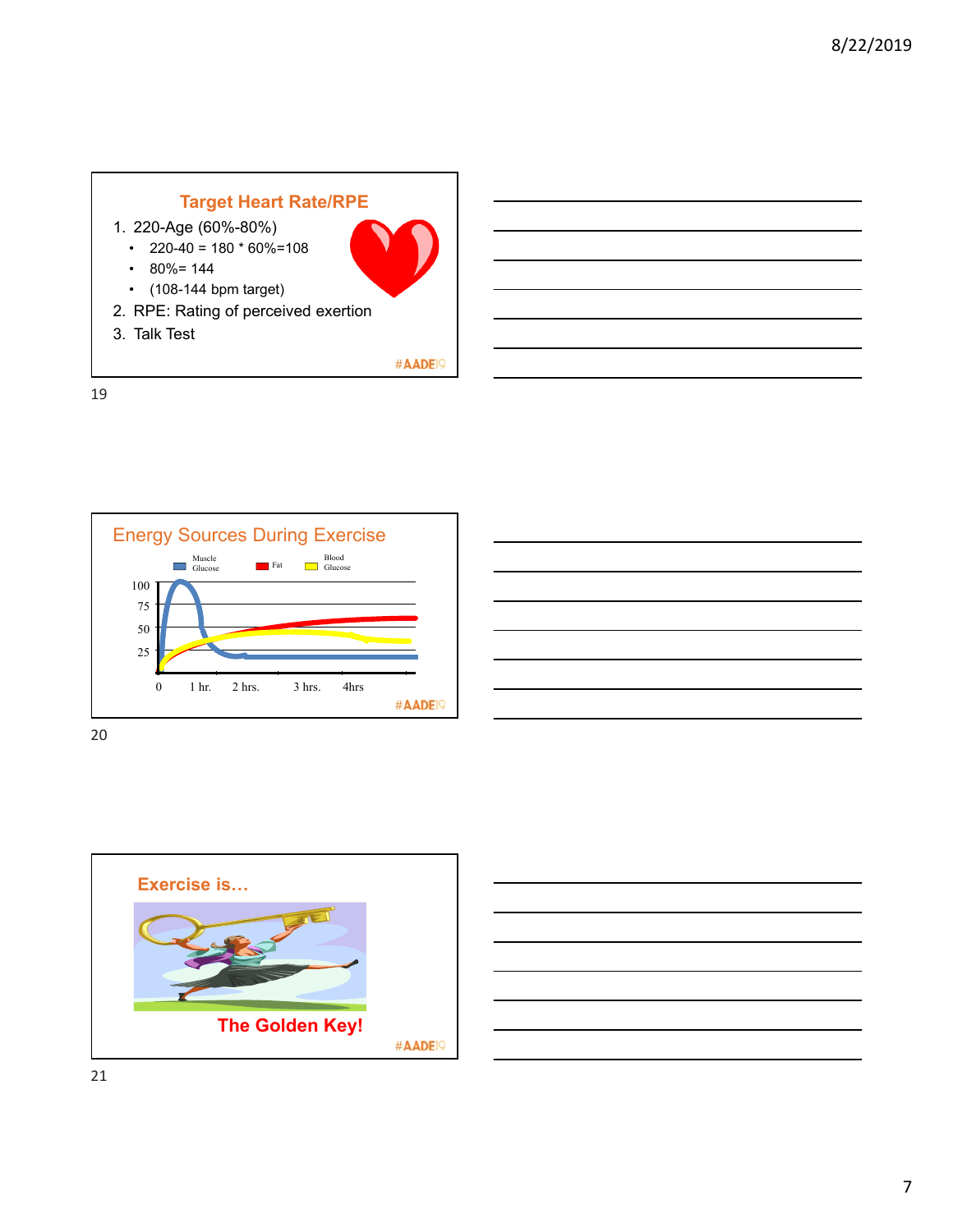## Target Heart Rate/RPE

1. 220-Age (60%-80%)
   - 220-40 = 180 * 60%=108
   - 80%= 144
   - (108-144 bpm target)
2. RPE: Rating of perceived exertion
3. Talk Test

#AADE19

## Energy Sources During Exercise

Muscle Glucose | Fat | Blood Glucose

100
75
50
25

0 | 1 hr. | 2 hrs. | 3 hrs. | 4hrs

#AADE19

## Exercise is…

**The Golden Key!**

#AADE19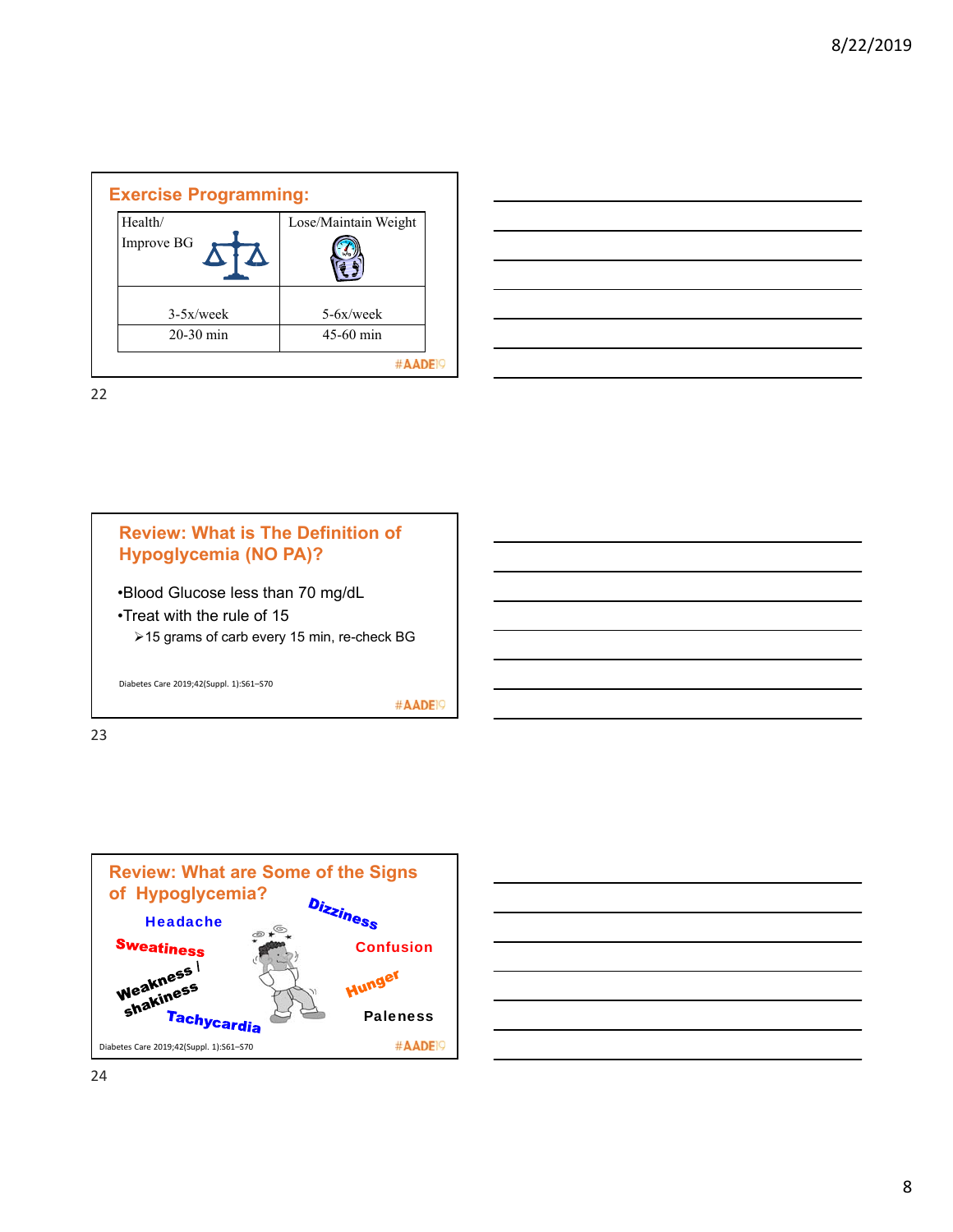## Exercise Programming:

| Health/ Improve BG | Lose/Maintain Weight |
|---|---|
| 3-5x/week | 5-6x/week |
| 20-30 min | 45-60 min |

#AADE19

## Review: What is The Definition of Hypoglycemia (NO PA)?

- Blood Glucose less than 70 mg/dL
- Treat with the rule of 15
  - 15 grams of carb every 15 min, re-check BG

Diabetes Care 2019;42(Suppl. 1):S61–S70

#AADE19

## Review: What are Some of the Signs of Hypoglycemia?

Headache

Dizziness

Sweatiness

Confusion

Weakness / shakiness

Hunger

Tachycardia

Paleness

Diabetes Care 2019;42(Suppl. 1):S61–S70

#AADE19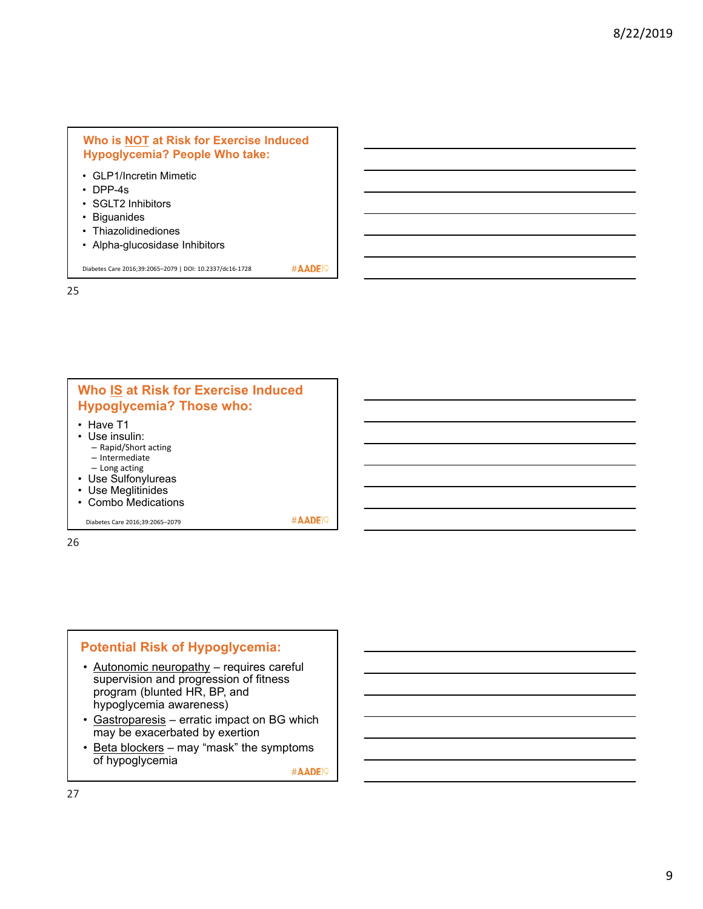## Who is NOT at Risk for Exercise Induced Hypoglycemia? People Who take:

- GLP1/Incretin Mimetic
- DPP-4s
- SGLT2 Inhibitors
- Biguanides
- Thiazolidinediones
- Alpha-glucosidase Inhibitors

Diabetes Care 2016;39:2065–2079 | DOI: 10.2337/dc16-1728

#AADE19

## Who IS at Risk for Exercise Induced Hypoglycemia? Those who:

- Have T1
- Use insulin:
  - Rapid/Short acting
  - Intermediate
  - Long acting
- Use Sulfonylureas
- Use Meglitinides
- Combo Medications

Diabetes Care 2016;39:2065–2079

#AADE19

## Potential Risk of Hypoglycemia:

- Autonomic neuropathy – requires careful supervision and progression of fitness program (blunted HR, BP, and hypoglycemia awareness)
- Gastroparesis – erratic impact on BG which may be exacerbated by exertion
- Beta blockers – may "mask" the symptoms of hypoglycemia

#AADE19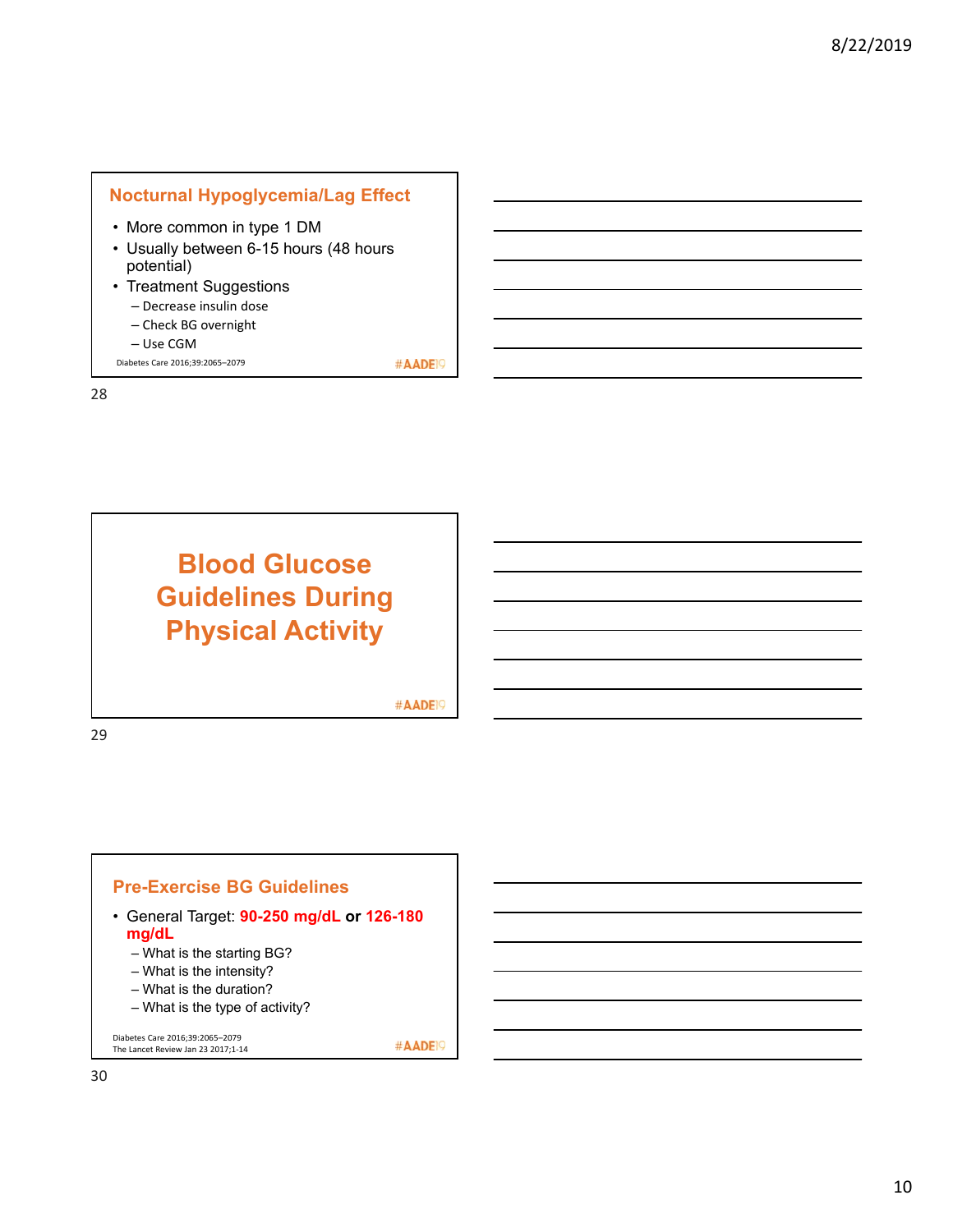## Nocturnal Hypoglycemia/Lag Effect

- More common in type 1 DM
- Usually between 6-15 hours (48 hours potential)
- Treatment Suggestions
  - Decrease insulin dose
  - Check BG overnight
  - Use CGM

Diabetes Care 2016;39:2065–2079

#AADE19

# Blood Glucose Guidelines During Physical Activity

#AADE19

## Pre-Exercise BG Guidelines

- General Target: **90-250 mg/dL or 126-180 mg/dL**
  - What is the starting BG?
  - What is the intensity?
  - What is the duration?
  - What is the type of activity?

Diabetes Care 2016;39:2065–2079
The Lancet Review Jan 23 2017;1-14

#AADE19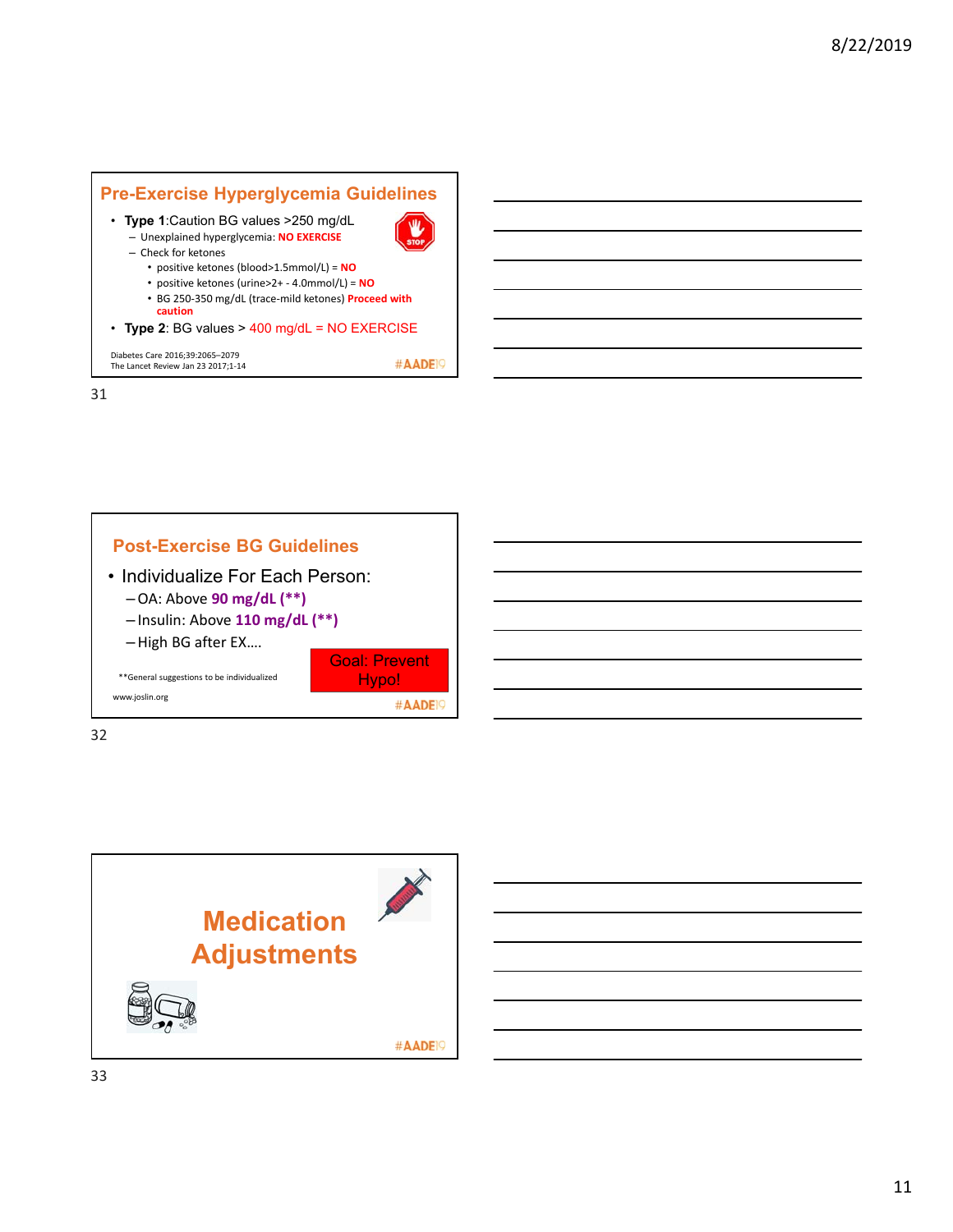## Pre-Exercise Hyperglycemia Guidelines

- **Type 1**:Caution BG values >250 mg/dL
  - Unexplained hyperglycemia: **NO EXERCISE**
  - Check for ketones
    - positive ketones (blood>1.5mmol/L) = **NO**
    - positive ketones (urine>2+ - 4.0mmol/L) = **NO**
    - BG 250-350 mg/dL (trace-mild ketones) **Proceed with caution**
- **Type 2**: BG values > 400 mg/dL = NO EXERCISE

Diabetes Care 2016;39:2065–2079
The Lancet Review Jan 23 2017;1-14

#AADE19

## Post-Exercise BG Guidelines

- Individualize For Each Person:
  - OA: Above **90 mg/dL (**)**
  - Insulin: Above **110 mg/dL (**)**
  - High BG after EX….

Goal: Prevent Hypo!

**General suggestions to be individualized

www.joslin.org

#AADE19

## Medication Adjustments

#AADE19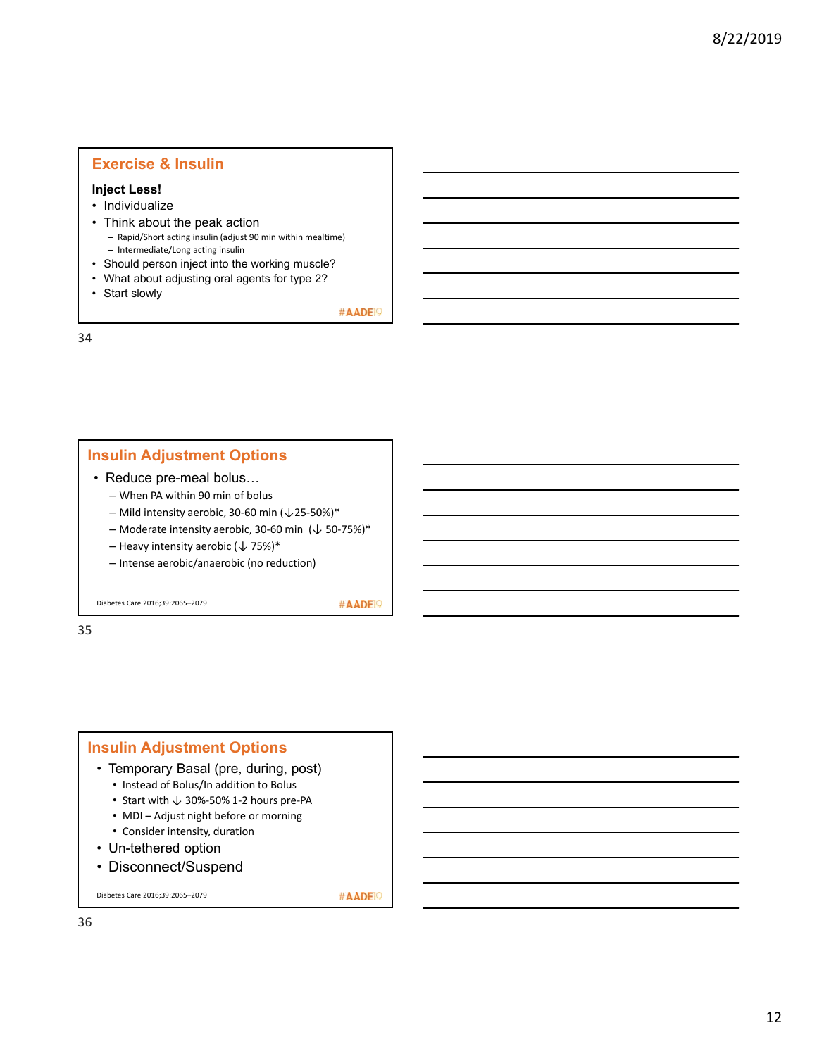## Exercise & Insulin

**Inject Less!**

- Individualize
- Think about the peak action
  - Rapid/Short acting insulin (adjust 90 min within mealtime)
  - Intermediate/Long acting insulin
- Should person inject into the working muscle?
- What about adjusting oral agents for type 2?
- Start slowly

#AADE19

## Insulin Adjustment Options

- Reduce pre-meal bolus…
  - When PA within 90 min of bolus
  - Mild intensity aerobic, 30-60 min (↓25-50%)*
  - Moderate intensity aerobic, 30-60 min (↓ 50-75%)*
  - Heavy intensity aerobic (↓ 75%)*
  - Intense aerobic/anaerobic (no reduction)

Diabetes Care 2016;39:2065–2079

#AADE19

## Insulin Adjustment Options

- Temporary Basal (pre, during, post)
  - Instead of Bolus/In addition to Bolus
  - Start with ↓ 30%-50% 1-2 hours pre-PA
  - MDI – Adjust night before or morning
  - Consider intensity, duration
- Un-tethered option
- Disconnect/Suspend

Diabetes Care 2016;39:2065–2079

#AADE19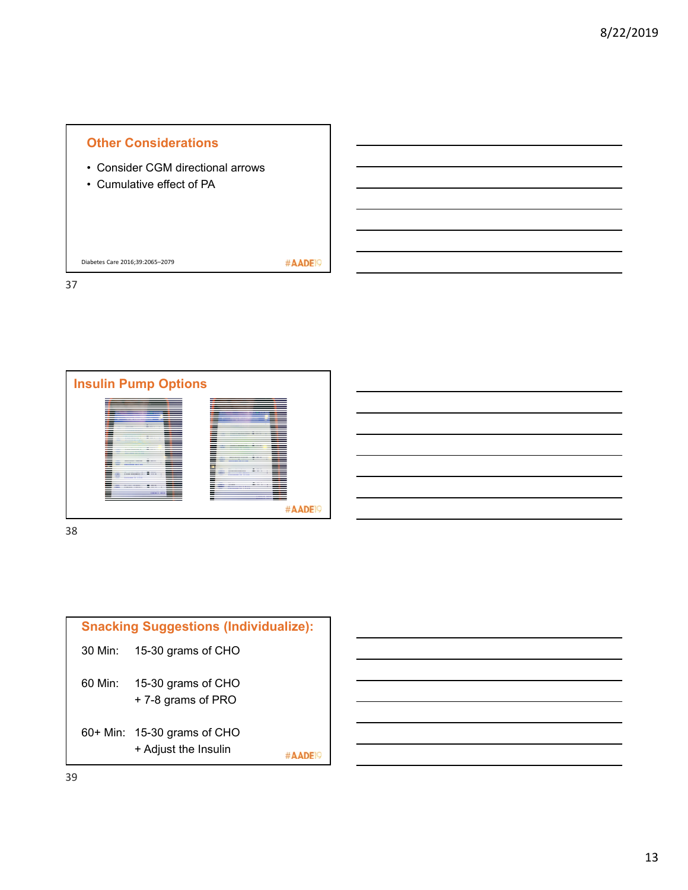## Other Considerations

- Consider CGM directional arrows
- Cumulative effect of PA

Diabetes Care 2016;39:2065–2079

## Insulin Pump Options

## Snacking Suggestions (Individualize):

30 Min: 15-30 grams of CHO

60 Min: 15-30 grams of CHO
+ 7-8 grams of PRO

60+ Min: 15-30 grams of CHO
+ Adjust the Insulin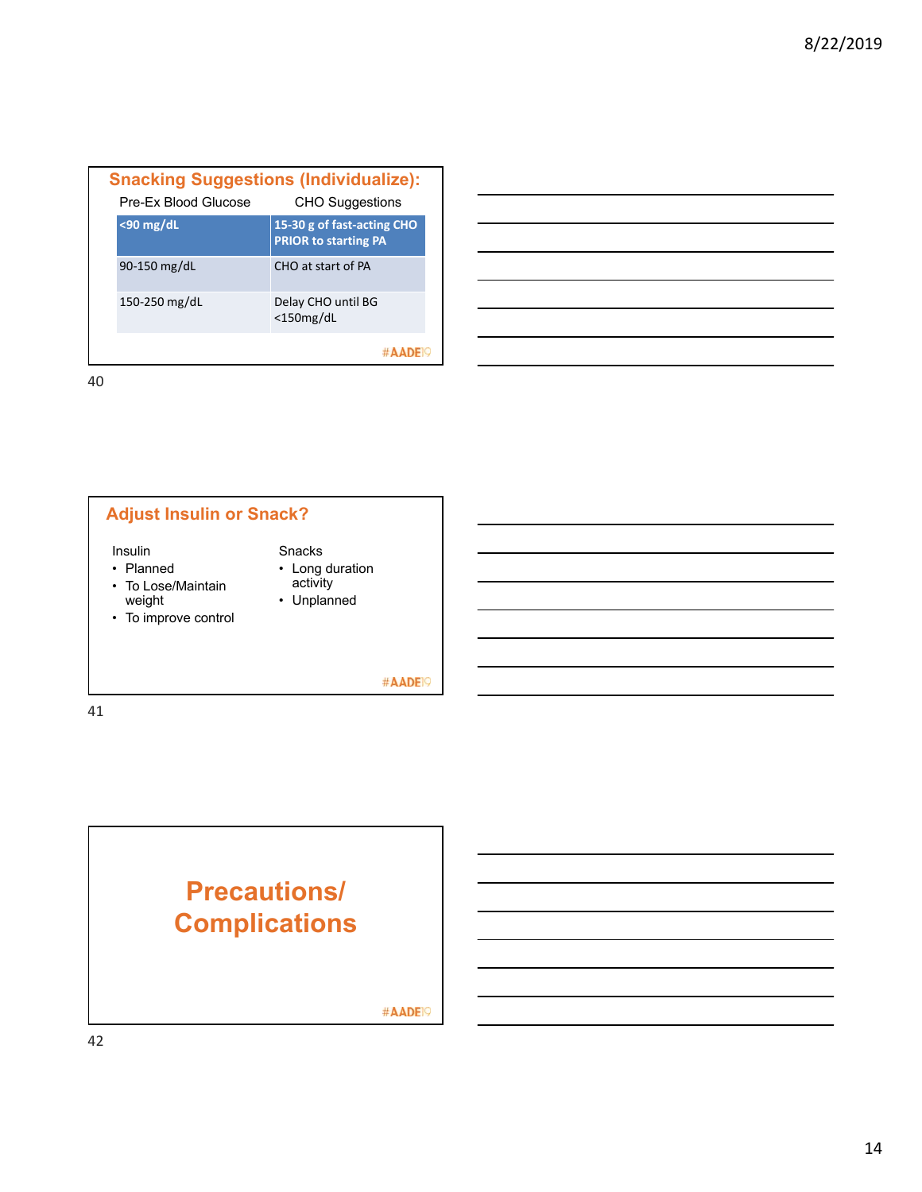## Snacking Suggestions (Individualize):

| Pre-Ex Blood Glucose | CHO Suggestions |
|---|---|
| <90 mg/dL | 15-30 g of fast-acting CHO PRIOR to starting PA |
| 90-150 mg/dL | CHO at start of PA |
| 150-250 mg/dL | Delay CHO until BG <150mg/dL |

#AADE19

## Adjust Insulin or Snack?

Insulin
- Planned
- To Lose/Maintain weight
- To improve control

Snacks
- Long duration activity
- Unplanned

#AADE19

## Precautions/ Complications

#AADE19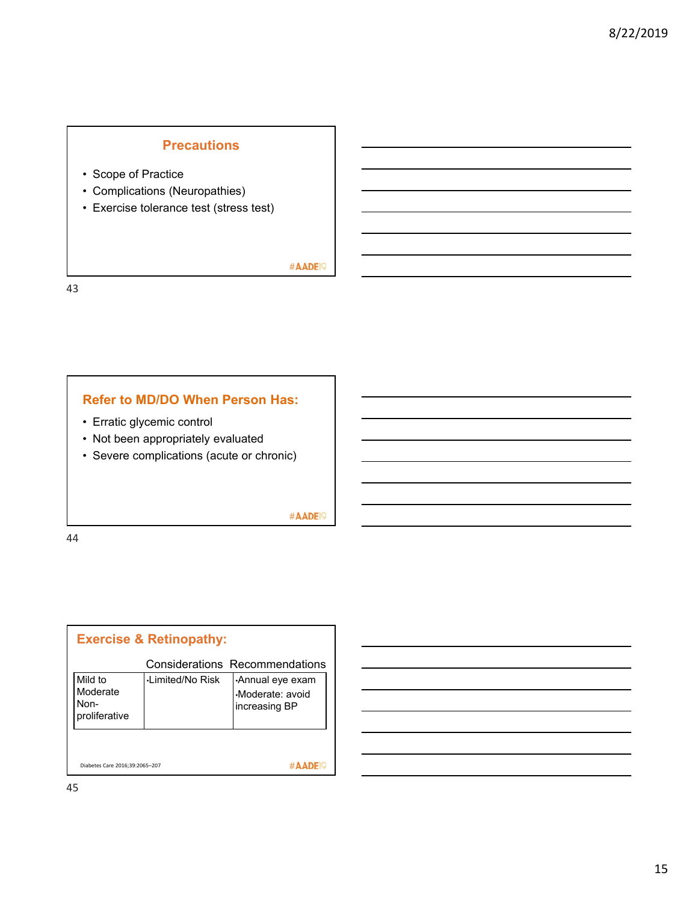## Precautions

- Scope of Practice
- Complications (Neuropathies)
- Exercise tolerance test (stress test)

#AADE19

## Refer to MD/DO When Person Has:

- Erratic glycemic control
- Not been appropriately evaluated
- Severe complications (acute or chronic)

#AADE19

## Exercise & Retinopathy:

| | Considerations | Recommendations |
|---|---|---|
| Mild to Moderate Non-proliferative | •Limited/No Risk | •Annual eye exam<br>•Moderate: avoid increasing BP |

Diabetes Care 2016;39:2065–207

#AADE19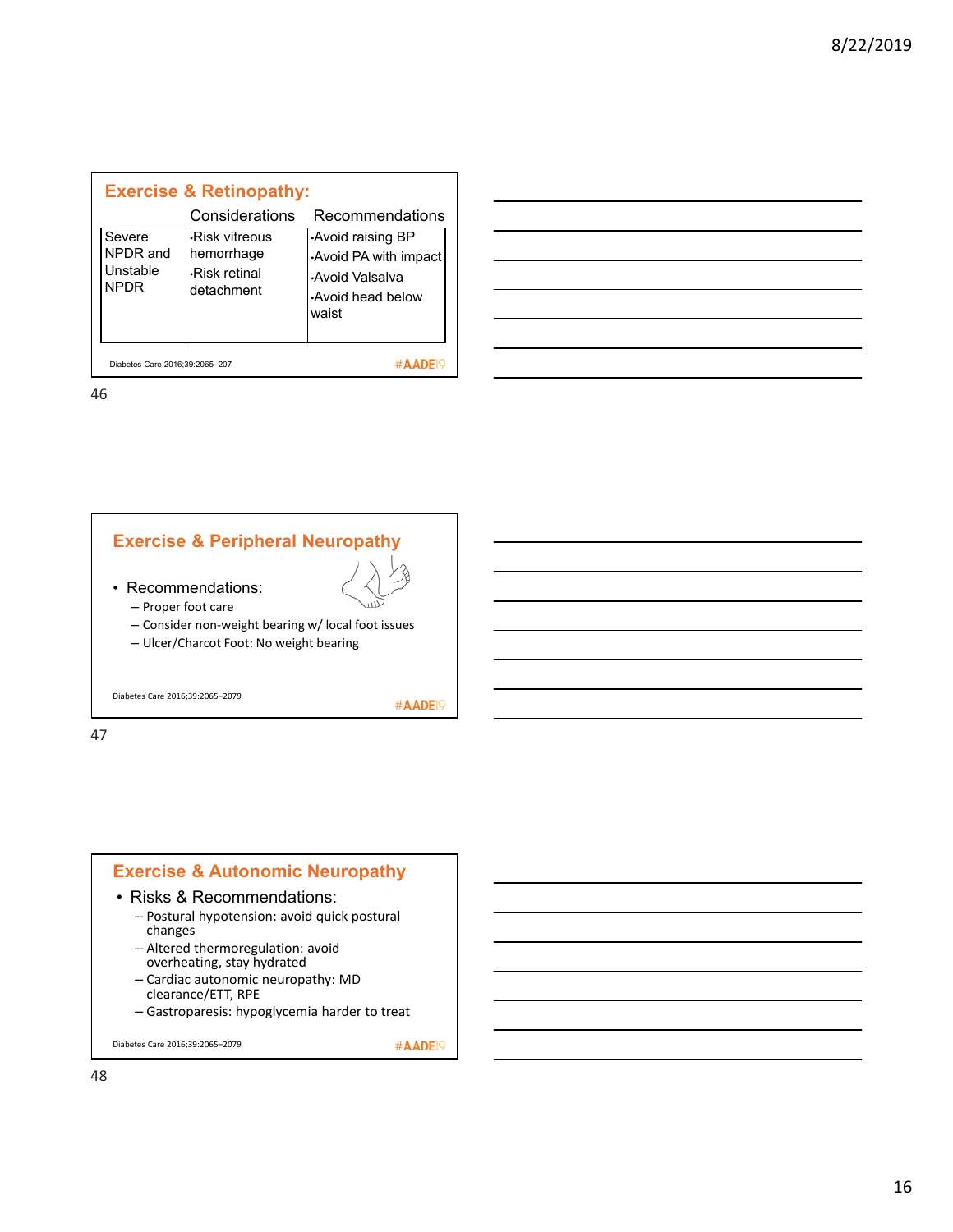## Exercise & Retinopathy:

| | Considerations | Recommendations |
|---|---|---|
| Severe NPDR and Unstable NPDR | •Risk vitreous hemorrhage<br>•Risk retinal detachment | •Avoid raising BP<br>•Avoid PA with impact<br>•Avoid Valsalva<br>•Avoid head below waist |

Diabetes Care 2016;39:2065–207

#AADE19

## Exercise & Peripheral Neuropathy

- Recommendations:
  - Proper foot care
  - Consider non-weight bearing w/ local foot issues
  - Ulcer/Charcot Foot: No weight bearing

Diabetes Care 2016;39:2065–2079

#AADE19

## Exercise & Autonomic Neuropathy

- Risks & Recommendations:
  - Postural hypotension: avoid quick postural changes
  - Altered thermoregulation: avoid overheating, stay hydrated
  - Cardiac autonomic neuropathy: MD clearance/ETT, RPE
  - Gastroparesis: hypoglycemia harder to treat

Diabetes Care 2016;39:2065–2079

#AADE19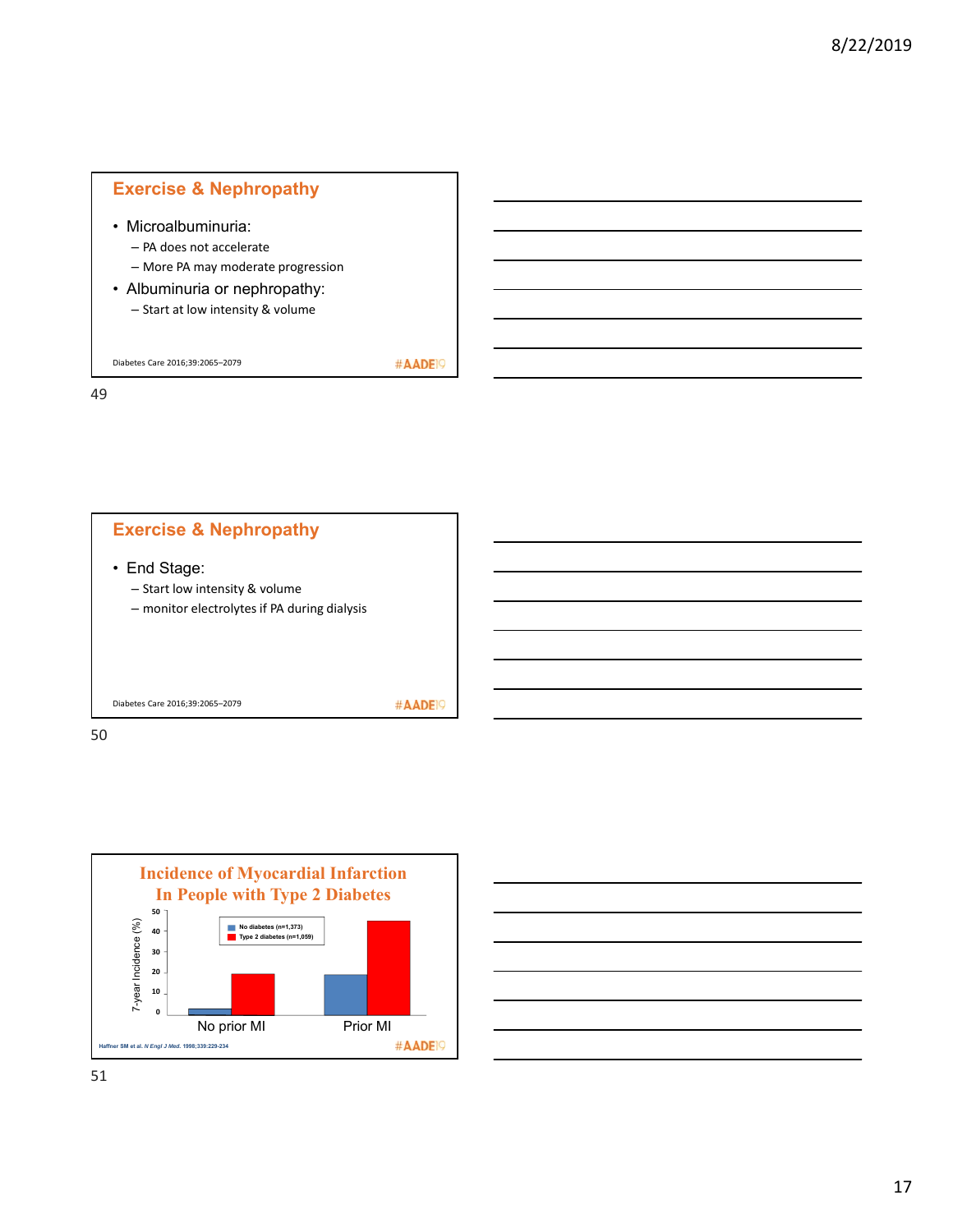## Exercise & Nephropathy

- Microalbuminuria:
  - PA does not accelerate
  - More PA may moderate progression
- Albuminuria or nephropathy:
  - Start at low intensity & volume

Diabetes Care 2016;39:2065–2079

#AADE19

## Exercise & Nephropathy

- End Stage:
  - Start low intensity & volume
  - monitor electrolytes if PA during dialysis

Diabetes Care 2016;39:2065–2079

#AADE19

## Incidence of Myocardial Infarction In People with Type 2 Diabetes

7-year Incidence (%)

No diabetes (n=1,373)
Type 2 diabetes (n=1,059)

No prior MI    Prior MI

Haffner SM et al. *N Engl J Med.* 1998;339:229-234

#AADE19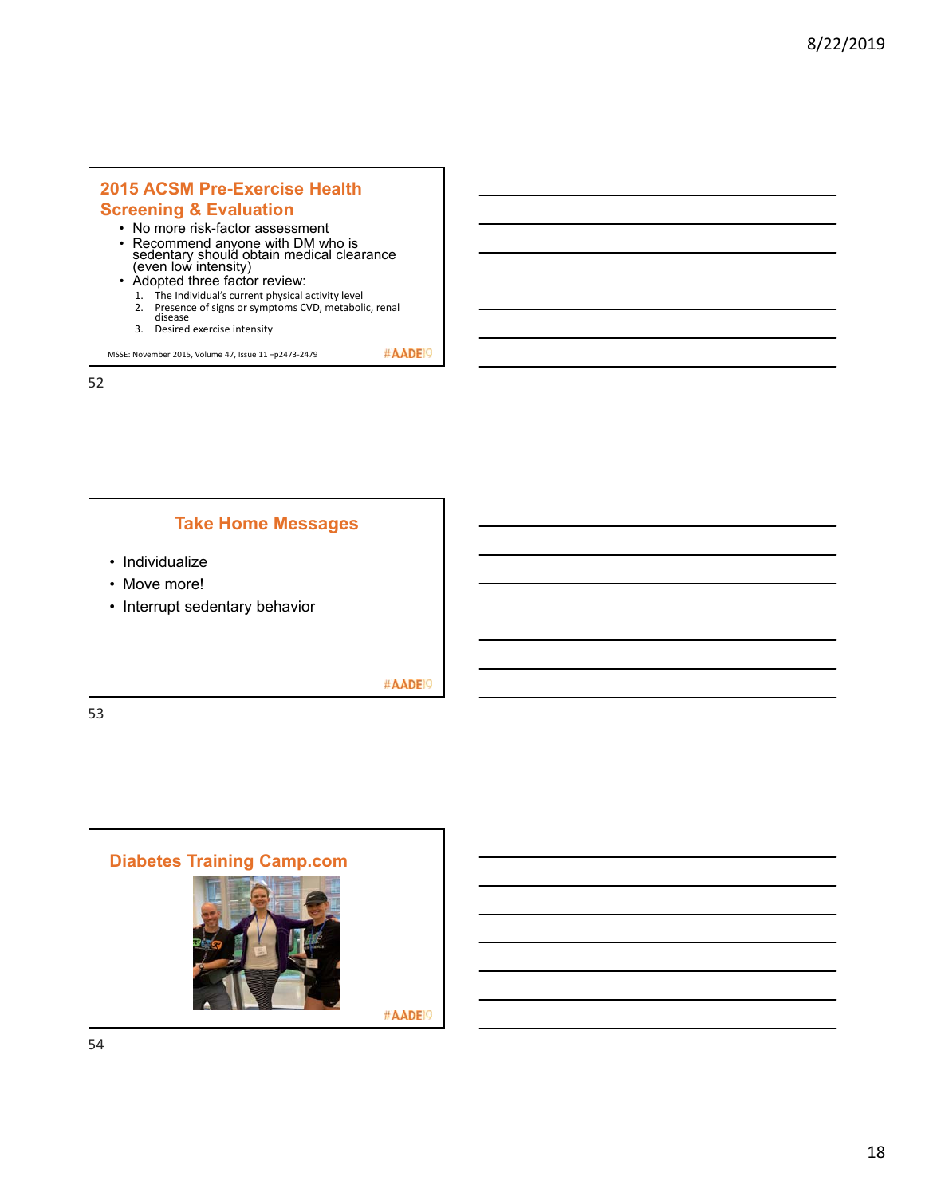## 2015 ACSM Pre-Exercise Health Screening & Evaluation

- No more risk-factor assessment
- Recommend anyone with DM who is sedentary should obtain medical clearance (even low intensity)
- Adopted three factor review:
  1. The Individual's current physical activity level
  2. Presence of signs or symptoms CVD, metabolic, renal disease
  3. Desired exercise intensity

MSSE: November 2015, Volume 47, Issue 11 –p2473-2479

#AADE19

## Take Home Messages

- Individualize
- Move more!
- Interrupt sedentary behavior

#AADE19

## Diabetes Training Camp.com

#AADE19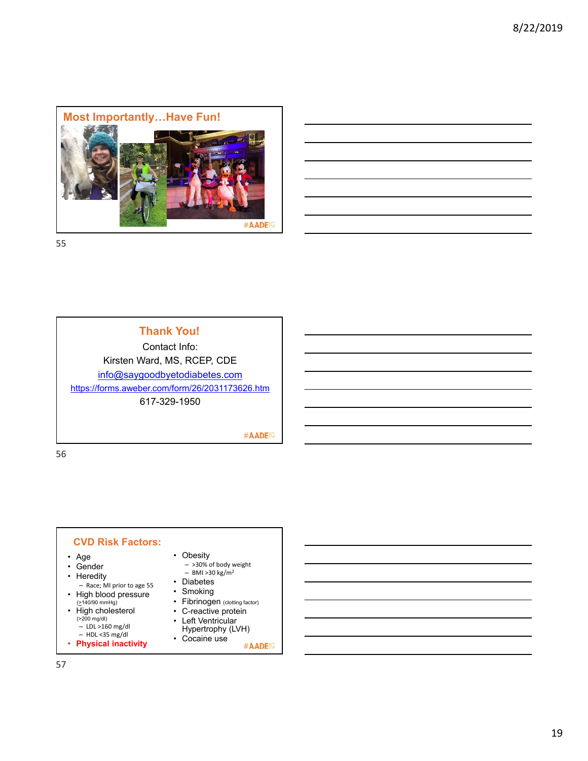## Most Importantly…Have Fun!

#AADE19

55

## Thank You!

Contact Info:

Kirsten Ward, MS, RCEP, CDE

info@saygoodbyetodiabetes.com

https://forms.aweber.com/form/26/2031173626.htm

617-329-1950

#AADE19

56

## CVD Risk Factors:

- Age
- Gender
- Heredity
  - Race; MI prior to age 55
- High blood pressure
  (≥140/90 mmHg)
- High cholesterol
  (>200 mg/dl)
  - LDL >160 mg/dl
  - HDL <35 mg/dl
- **Physical inactivity**
- Obesity
  - >30% of body weight
  - BMI >30 kg/m²
- Diabetes
- Smoking
- Fibrinogen (clotting factor)
- C-reactive protein
- Left Ventricular Hypertrophy (LVH)
- Cocaine use

#AADE19

57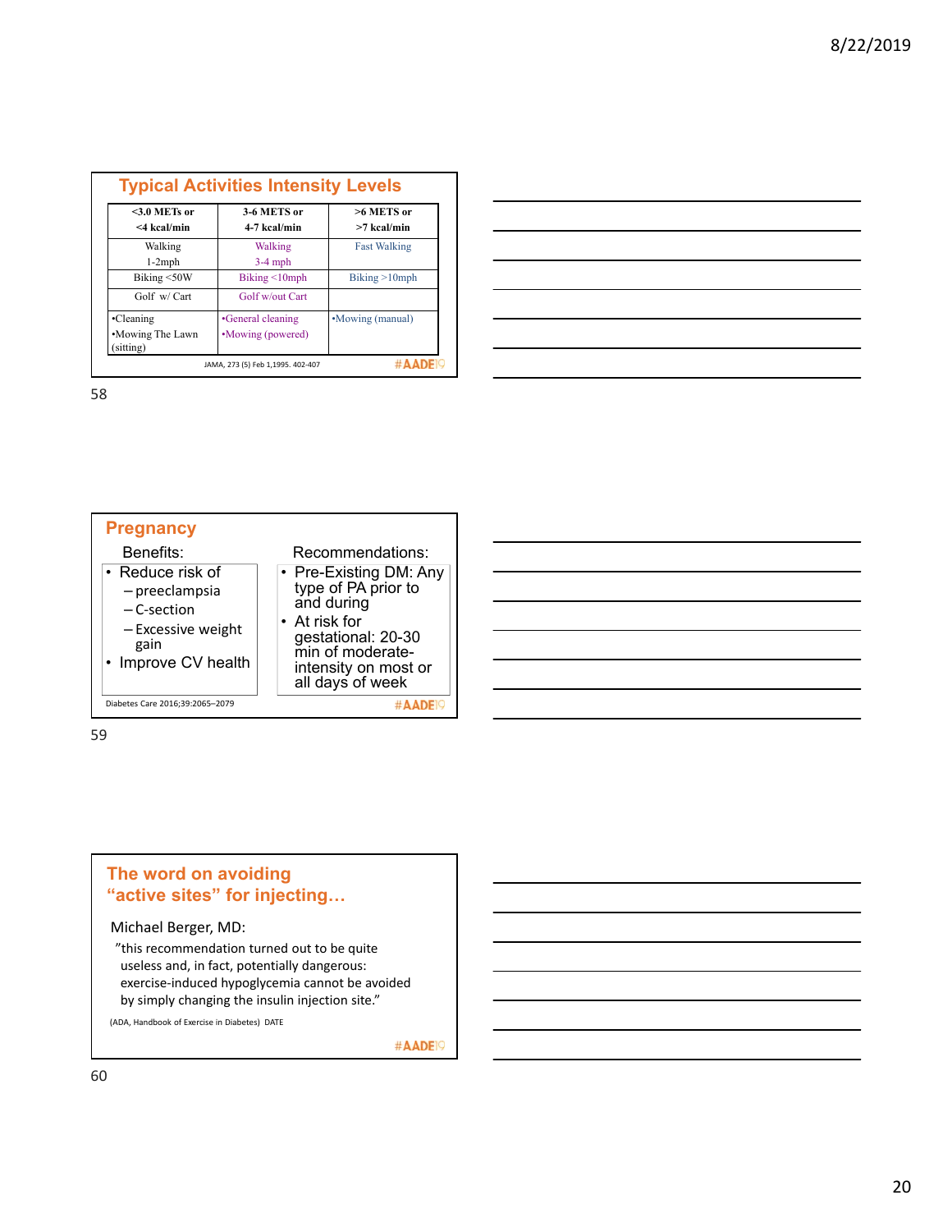## Typical Activities Intensity Levels

| <3.0 METs or <4 kcal/min | 3-6 METS or 4-7 kcal/min | >6 METS or >7 kcal/min |
|---|---|---|
| Walking 1-2mph | Walking 3-4 mph | Fast Walking |
| Biking <50W | Biking <10mph | Biking >10mph |
| Golf w/ Cart | Golf w/out Cart | |
| •Cleaning •Mowing The Lawn (sitting) | •General cleaning •Mowing (powered) | •Mowing (manual) |

JAMA, 273 (5) Feb 1,1995. 402-407

#AADE19

## Pregnancy

Benefits:

- Reduce risk of
  - preeclampsia
  - C-section
  - Excessive weight gain
- Improve CV health

Recommendations:

- Pre-Existing DM: Any type of PA prior to and during
- At risk for gestational: 20-30 min of moderate-intensity on most or all days of week

Diabetes Care 2016;39:2065–2079

#AADE19

## The word on avoiding "active sites" for injecting…

Michael Berger, MD:

"this recommendation turned out to be quite useless and, in fact, potentially dangerous: exercise-induced hypoglycemia cannot be avoided by simply changing the insulin injection site."

(ADA, Handbook of Exercise in Diabetes) DATE

#AADE19